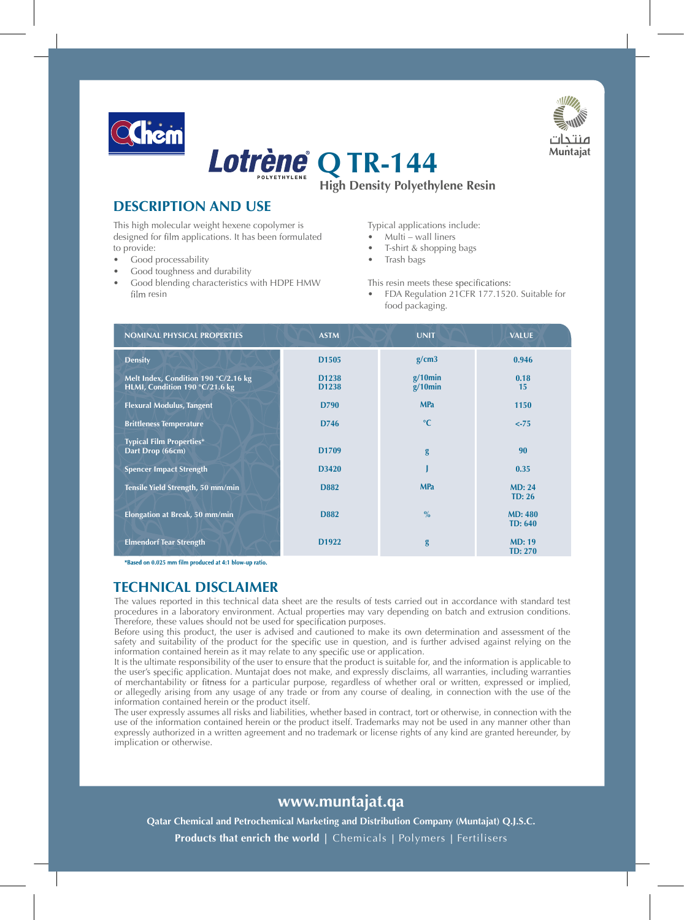QChem

# Lotrène® Q TR-144

POLYETHYLENE

**High Density Polyethylene Resin**

منتجات
Muntajat

## DESCRIPTION AND USE

This high molecular weight hexene copolymer is designed for film applications. It has been formulated to provide:

- Good processability
- Good toughness and durability
- Good blending characteristics with HDPE HMW film resin

Typical applications include:

- Multi – wall liners
- T-shirt & shopping bags
- Trash bags

This resin meets these specifications:

- FDA Regulation 21CFR 177.1520. Suitable for food packaging.

| NOMINAL PHYSICAL PROPERTIES | ASTM | UNIT | VALUE |
|---|---|---|---|
| Density | D1505 | g/cm3 | 0.946 |
| Melt Index, Condition 190 °C/2.16 kg | D1238 | g/10min | 0.18 |
| HLMI, Condition 190 °C/21.6 kg | D1238 | g/10min | 15 |
| Flexural Modulus, Tangent | D790 | MPa | 1150 |
| Brittleness Temperature | D746 | °C | <-75 |
| Typical Film Properties* | | | |
| Dart Drop (66cm) | D1709 | g | 90 |
| Spencer Impact Strength | D3420 | J | 0.35 |
| Tensile Yield Strength, 50 mm/min | D882 | MPa | MD: 24<br>TD: 26 |
| Elongation at Break, 50 mm/min | D882 | % | MD: 480<br>TD: 640 |
| Elmendorf Tear Strength | D1922 | g | MD: 19<br>TD: 270 |

*Based on 0.025 mm film produced at 4:1 blow-up ratio.

## TECHNICAL DISCLAIMER

The values reported in this technical data sheet are the results of tests carried out in accordance with standard test procedures in a laboratory environment. Actual properties may vary depending on batch and extrusion conditions. Therefore, these values should not be used for specification purposes.

Before using this product, the user is advised and cautioned to make its own determination and assessment of the safety and suitability of the product for the specific use in question, and is further advised against relying on the information contained herein as it may relate to any specific use or application.

It is the ultimate responsibility of the user to ensure that the product is suitable for, and the information is applicable to the user's specific application. Muntajat does not make, and expressly disclaims, all warranties, including warranties of merchantability or fitness for a particular purpose, regardless of whether oral or written, expressed or implied, or allegedly arising from any usage of any trade or from any course of dealing, in connection with the use of the information contained herein or the product itself.

The user expressly assumes all risks and liabilities, whether based in contract, tort or otherwise, in connection with the use of the information contained herein or the product itself. Trademarks may not be used in any manner other than expressly authorized in a written agreement and no trademark or license rights of any kind are granted hereunder, by implication or otherwise.

**www.muntajat.qa**

**Qatar Chemical and Petrochemical Marketing and Distribution Company (Muntajat) Q.J.S.C.**

**Products that enrich the world** | Chemicals | Polymers | Fertilisers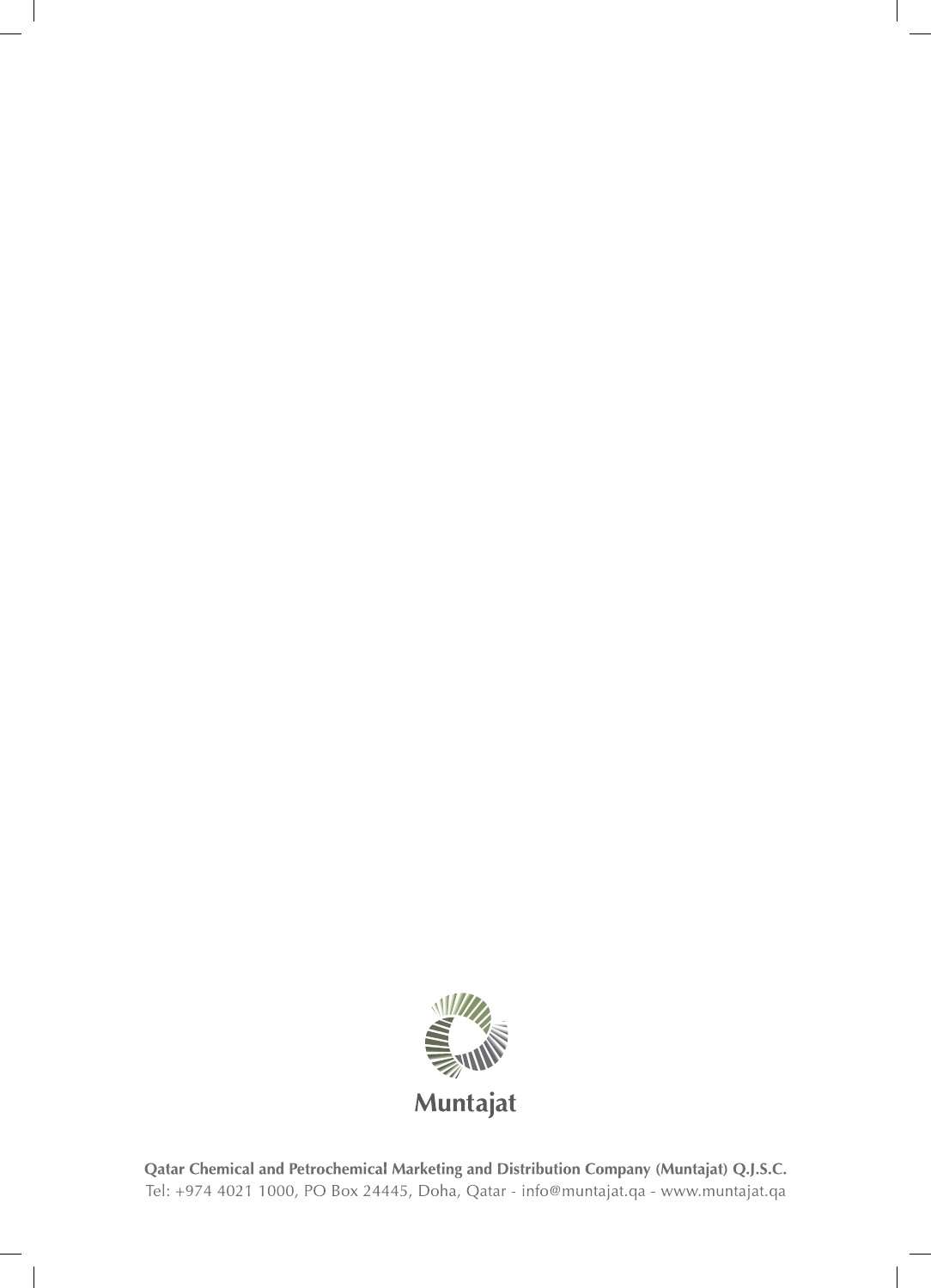Muntajat

**Qatar Chemical and Petrochemical Marketing and Distribution Company (Muntajat) Q.J.S.C.**
Tel: +974 4021 1000, PO Box 24445, Doha, Qatar - info@muntajat.qa - www.muntajat.qa